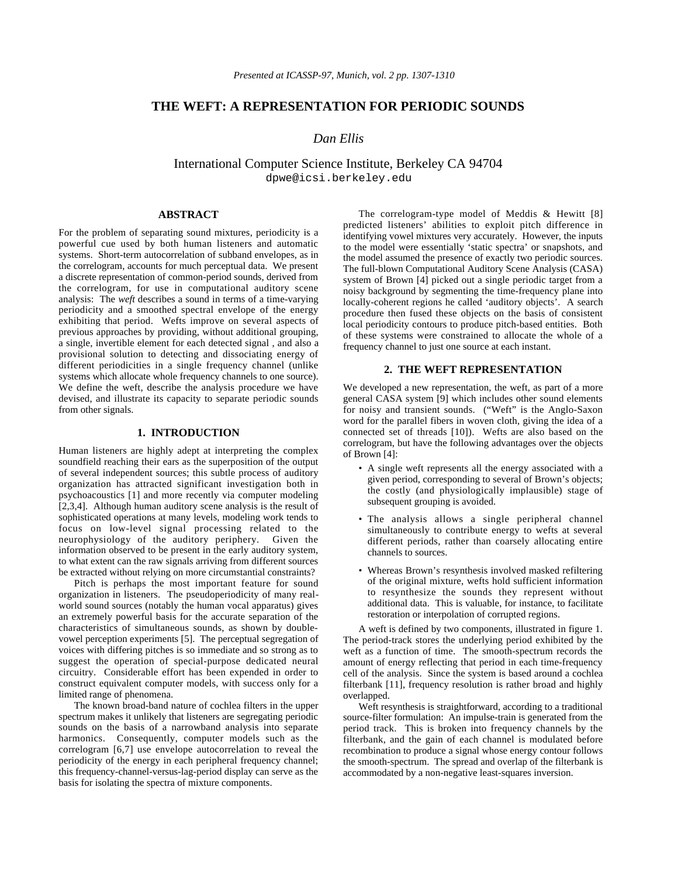*Presented at ICASSP-97, Munich, vol. 2 pp. 1307-1310*

# THE WEFT: A REPRESENTATION FOR PERIODIC SOUNDS

*Dan Ellis*

International Computer Science Institute, Berkeley CA 94704
dpwe@icsi.berkeley.edu

## ABSTRACT

For the problem of separating sound mixtures, periodicity is a powerful cue used by both human listeners and automatic systems. Short-term autocorrelation of subband envelopes, as in the correlogram, accounts for much perceptual data. We present a discrete representation of common-period sounds, derived from the correlogram, for use in computational auditory scene analysis: The *weft* describes a sound in terms of a time-varying periodicity and a smoothed spectral envelope of the energy exhibiting that period. Wefts improve on several aspects of previous approaches by providing, without additional grouping, a single, invertible element for each detected signal , and also a provisional solution to detecting and dissociating energy of different periodicities in a single frequency channel (unlike systems which allocate whole frequency channels to one source). We define the weft, describe the analysis procedure we have devised, and illustrate its capacity to separate periodic sounds from other signals.

## 1. INTRODUCTION

Human listeners are highly adept at interpreting the complex soundfield reaching their ears as the superposition of the output of several independent sources; this subtle process of auditory organization has attracted significant investigation both in psychoacoustics [1] and more recently via computer modeling [2,3,4]. Although human auditory scene analysis is the result of sophisticated operations at many levels, modeling work tends to focus on low-level signal processing related to the neurophysiology of the auditory periphery. Given the information observed to be present in the early auditory system, to what extent can the raw signals arriving from different sources be extracted without relying on more circumstantial constraints?

Pitch is perhaps the most important feature for sound organization in listeners. The pseudoperiodicity of many real-world sound sources (notably the human vocal apparatus) gives an extremely powerful basis for the accurate separation of the characteristics of simultaneous sounds, as shown by double-vowel perception experiments [5]. The perceptual segregation of voices with differing pitches is so immediate and so strong as to suggest the operation of special-purpose dedicated neural circuitry. Considerable effort has been expended in order to construct equivalent computer models, with success only for a limited range of phenomena.

The known broad-band nature of cochlea filters in the upper spectrum makes it unlikely that listeners are segregating periodic sounds on the basis of a narrowband analysis into separate harmonics. Consequently, computer models such as the correlogram [6,7] use envelope autocorrelation to reveal the periodicity of the energy in each peripheral frequency channel; this frequency-channel-versus-lag-period display can serve as the basis for isolating the spectra of mixture components.

The correlogram-type model of Meddis & Hewitt [8] predicted listeners' abilities to exploit pitch difference in identifying vowel mixtures very accurately. However, the inputs to the model were essentially 'static spectra' or snapshots, and the model assumed the presence of exactly two periodic sources. The full-blown Computational Auditory Scene Analysis (CASA) system of Brown [4] picked out a single periodic target from a noisy background by segmenting the time-frequency plane into locally-coherent regions he called 'auditory objects'. A search procedure then fused these objects on the basis of consistent local periodicity contours to produce pitch-based entities. Both of these systems were constrained to allocate the whole of a frequency channel to just one source at each instant.

## 2. THE WEFT REPRESENTATION

We developed a new representation, the weft, as part of a more general CASA system [9] which includes other sound elements for noisy and transient sounds. ("Weft" is the Anglo-Saxon word for the parallel fibers in woven cloth, giving the idea of a connected set of threads [10]). Wefts are also based on the correlogram, but have the following advantages over the objects of Brown [4]:

- A single weft represents all the energy associated with a given period, corresponding to several of Brown's objects; the costly (and physiologically implausible) stage of subsequent grouping is avoided.
- The analysis allows a single peripheral channel simultaneously to contribute energy to wefts at several different periods, rather than coarsely allocating entire channels to sources.
- Whereas Brown's resynthesis involved masked refiltering of the original mixture, wefts hold sufficient information to resynthesize the sounds they represent without additional data. This is valuable, for instance, to facilitate restoration or interpolation of corrupted regions.

A weft is defined by two components, illustrated in figure 1. The period-track stores the underlying period exhibited by the weft as a function of time. The smooth-spectrum records the amount of energy reflecting that period in each time-frequency cell of the analysis. Since the system is based around a cochlea filterbank [11], frequency resolution is rather broad and highly overlapped.

Weft resynthesis is straightforward, according to a traditional source-filter formulation: An impulse-train is generated from the period track. This is broken into frequency channels by the filterbank, and the gain of each channel is modulated before recombination to produce a signal whose energy contour follows the smooth-spectrum. The spread and overlap of the filterbank is accommodated by a non-negative least-squares inversion.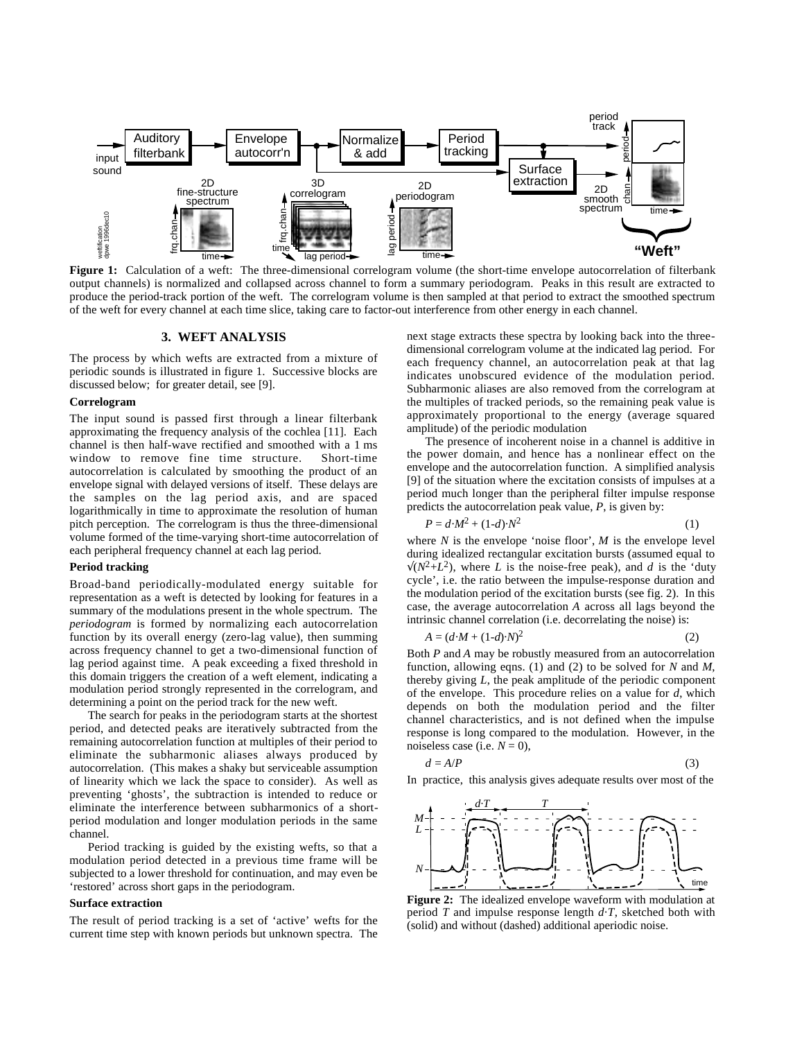input sound

Auditory filterbank

Envelope autocorr'n

Normalize & add

Period tracking

Surface extraction

period track

period

chan

time

2D smooth spectrum

"Weft"

2D fine-structure spectrum

frq.chan

time

3D correlogram

frq.chan

time

lag period

2D periodogram

lag period

time

weftification dpwe 1996dec10

**Figure 1:** Calculation of a weft: The three-dimensional correlogram volume (the short-time envelope autocorrelation of filterbank output channels) is normalized and collapsed across channel to form a summary periodogram. Peaks in this result are extracted to produce the period-track portion of the weft. The correlogram volume is then sampled at that period to extract the smoothed spectrum of the weft for every channel at each time slice, taking care to factor-out interference from other energy in each channel.

## 3. WEFT ANALYSIS

The process by which wefts are extracted from a mixture of periodic sounds is illustrated in figure 1. Successive blocks are discussed below; for greater detail, see [9].

### Correlogram

The input sound is passed first through a linear filterbank approximating the frequency analysis of the cochlea [11]. Each channel is then half-wave rectified and smoothed with a 1 ms window to remove fine time structure. Short-time autocorrelation is calculated by smoothing the product of an envelope signal with delayed versions of itself. These delays are the samples on the lag period axis, and are spaced logarithmically in time to approximate the resolution of human pitch perception. The correlogram is thus the three-dimensional volume formed of the time-varying short-time autocorrelation of each peripheral frequency channel at each lag period.

### Period tracking

Broad-band periodically-modulated energy suitable for representation as a weft is detected by looking for features in a summary of the modulations present in the whole spectrum. The *periodogram* is formed by normalizing each autocorrelation function by its overall energy (zero-lag value), then summing across frequency channel to get a two-dimensional function of lag period against time. A peak exceeding a fixed threshold in this domain triggers the creation of a weft element, indicating a modulation period strongly represented in the correlogram, and determining a point on the period track for the new weft.

The search for peaks in the periodogram starts at the shortest period, and detected peaks are iteratively subtracted from the remaining autocorrelation function at multiples of their period to eliminate the subharmonic aliases always produced by autocorrelation. (This makes a shaky but serviceable assumption of linearity which we lack the space to consider). As well as preventing 'ghosts', the subtraction is intended to reduce or eliminate the interference between subharmonics of a short-period modulation and longer modulation periods in the same channel.

Period tracking is guided by the existing wefts, so that a modulation period detected in a previous time frame will be subjected to a lower threshold for continuation, and may even be 'restored' across short gaps in the periodogram.

### Surface extraction

The result of period tracking is a set of 'active' wefts for the current time step with known periods but unknown spectra. The next stage extracts these spectra by looking back into the three-dimensional correlogram volume at the indicated lag period. For each frequency channel, an autocorrelation peak at that lag indicates unobscured evidence of the modulation period. Subharmonic aliases are also removed from the correlogram at the multiples of tracked periods, so the remaining peak value is approximately proportional to the energy (average squared amplitude) of the periodic modulation

The presence of incoherent noise in a channel is additive in the power domain, and hence has a nonlinear effect on the envelope and the autocorrelation function. A simplified analysis [9] of the situation where the excitation consists of impulses at a period much longer than the peripheral filter impulse response predicts the autocorrelation peak value, $P$, is given by:

$$P = d \cdot M^2 + (1-d) \cdot N^2 \qquad (1)$$

where $N$ is the envelope 'noise floor', $M$ is the envelope level during idealized rectangular excitation bursts (assumed equal to $\sqrt{(N^2+L^2)}$, where $L$ is the noise-free peak), and $d$ is the 'duty cycle', i.e. the ratio between the impulse-response duration and the modulation period of the excitation bursts (see fig. 2). In this case, the average autocorrelation $A$ across all lags beyond the intrinsic channel correlation (i.e. decorrelating the noise) is:

$$A = (d \cdot M + (1-d) \cdot N)^2 \qquad (2)$$

Both $P$ and $A$ may be robustly measured from an autocorrelation function, allowing eqns. (1) and (2) to be solved for $N$ and $M$, thereby giving $L$, the peak amplitude of the periodic component of the envelope. This procedure relies on a value for $d$, which depends on both the modulation period and the filter channel characteristics, and is not defined when the impulse response is long compared to the modulation. However, in the noiseless case (i.e. $N = 0$),

$$d = A/P \qquad (3)$$

In practice, this analysis gives adequate results over most of the

$d \cdot T$

$T$

$M$

$L$

$N$

time

**Figure 2:** The idealized envelope waveform with modulation at period $T$ and impulse response length $d \cdot T$, sketched both with (solid) and without (dashed) additional aperiodic noise.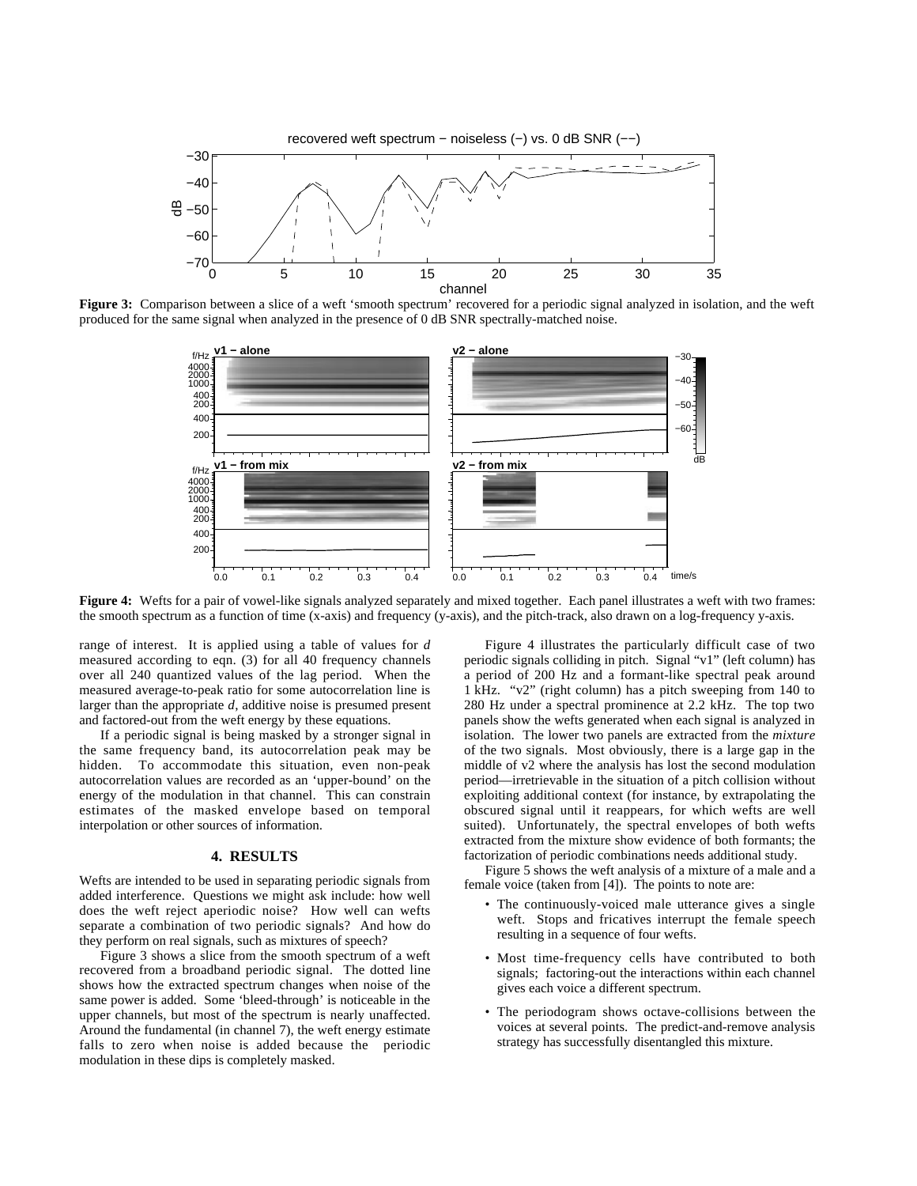**Figure 3:** Comparison between a slice of a weft 'smooth spectrum' recovered for a periodic signal analyzed in isolation, and the weft produced for the same signal when analyzed in the presence of 0 dB SNR spectrally-matched noise.

**Figure 4:** Wefts for a pair of vowel-like signals analyzed separately and mixed together. Each panel illustrates a weft with two frames: the smooth spectrum as a function of time (x-axis) and frequency (y-axis), and the pitch-track, also drawn on a log-frequency y-axis.

range of interest. It is applied using a table of values for $d$ measured according to eqn. (3) for all 40 frequency channels over all 240 quantized values of the lag period. When the measured average-to-peak ratio for some autocorrelation line is larger than the appropriate $d$, additive noise is presumed present and factored-out from the weft energy by these equations.

If a periodic signal is being masked by a stronger signal in the same frequency band, its autocorrelation peak may be hidden. To accommodate this situation, even non-peak autocorrelation values are recorded as an 'upper-bound' on the energy of the modulation in that channel. This can constrain estimates of the masked envelope based on temporal interpolation or other sources of information.

## 4. RESULTS

Wefts are intended to be used in separating periodic signals from added interference. Questions we might ask include: how well does the weft reject aperiodic noise? How well can wefts separate a combination of two periodic signals? And how do they perform on real signals, such as mixtures of speech?

Figure 3 shows a slice from the smooth spectrum of a weft recovered from a broadband periodic signal. The dotted line shows how the extracted spectrum changes when noise of the same power is added. Some 'bleed-through' is noticeable in the upper channels, but most of the spectrum is nearly unaffected. Around the fundamental (in channel 7), the weft energy estimate falls to zero when noise is added because the periodic modulation in these dips is completely masked.

Figure 4 illustrates the particularly difficult case of two periodic signals colliding in pitch. Signal "v1" (left column) has a period of 200 Hz and a formant-like spectral peak around 1 kHz. "v2" (right column) has a pitch sweeping from 140 to 280 Hz under a spectral prominence at 2.2 kHz. The top two panels show the wefts generated when each signal is analyzed in isolation. The lower two panels are extracted from the *mixture* of the two signals. Most obviously, there is a large gap in the middle of v2 where the analysis has lost the second modulation period—irretrievable in the situation of a pitch collision without exploiting additional context (for instance, by extrapolating the obscured signal until it reappears, for which wefts are well suited). Unfortunately, the spectral envelopes of both wefts extracted from the mixture show evidence of both formants; the factorization of periodic combinations needs additional study.

Figure 5 shows the weft analysis of a mixture of a male and a female voice (taken from [4]). The points to note are:

- The continuously-voiced male utterance gives a single weft. Stops and fricatives interrupt the female speech resulting in a sequence of four wefts.
- Most time-frequency cells have contributed to both signals; factoring-out the interactions within each channel gives each voice a different spectrum.
- The periodogram shows octave-collisions between the voices at several points. The predict-and-remove analysis strategy has successfully disentangled this mixture.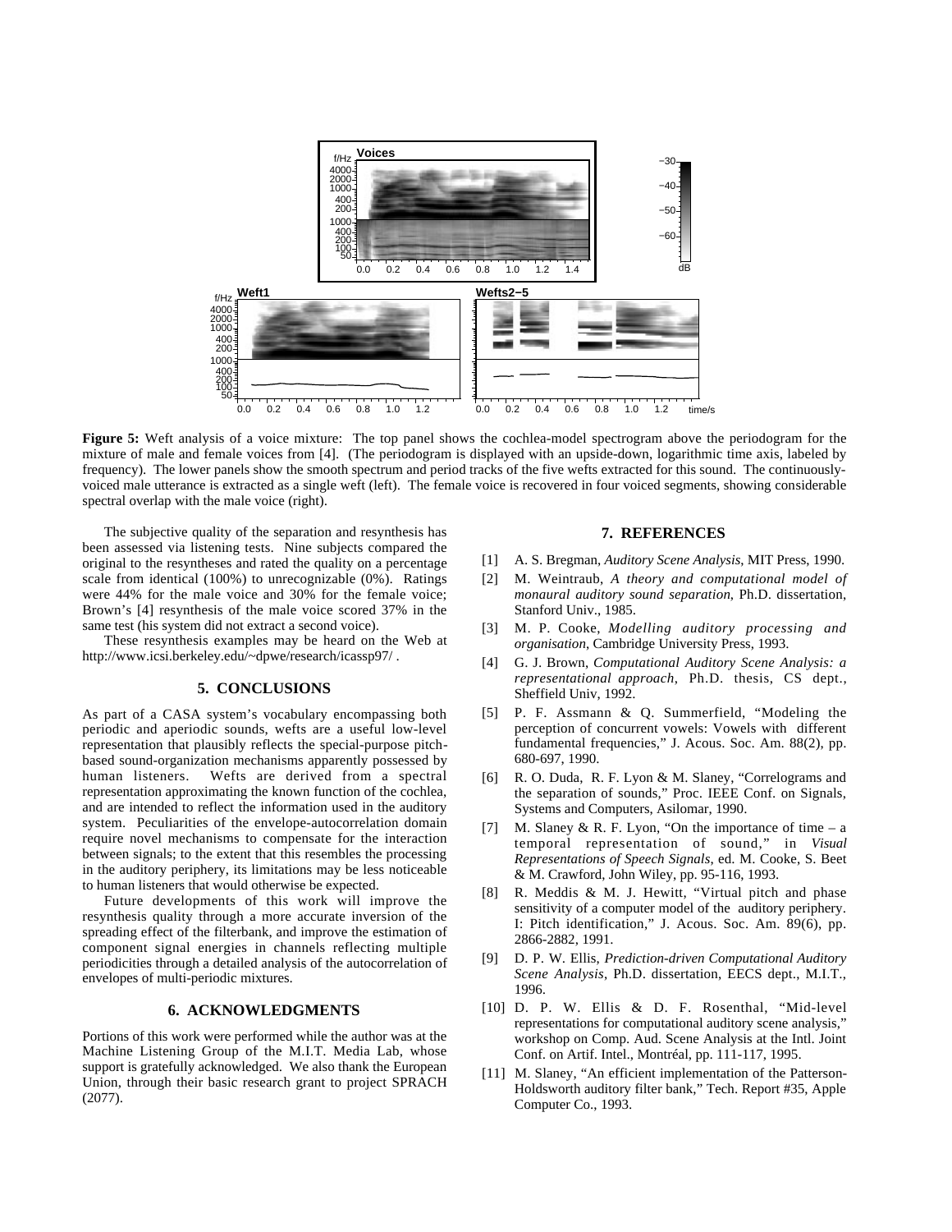Voices

f/Hz

4000
2000
1000
400
200
1000
400
200
100
50

0.0 0.2 0.4 0.6 0.8 1.0 1.2 1.4

−30
−40
−50
−60
dB

Weft1

f/Hz

4000
2000
1000
400
200
1000
400
200
100
50

0.0 0.2 0.4 0.6 0.8 1.0 1.2

Wefts2−5

0.0 0.2 0.4 0.6 0.8 1.0 1.2 time/s

**Figure 5:** Weft analysis of a voice mixture: The top panel shows the cochlea-model spectrogram above the periodogram for the mixture of male and female voices from [4]. (The periodogram is displayed with an upside-down, logarithmic time axis, labeled by frequency). The lower panels show the smooth spectrum and period tracks of the five wefts extracted for this sound. The continuously-voiced male utterance is extracted as a single weft (left). The female voice is recovered in four voiced segments, showing considerable spectral overlap with the male voice (right).

The subjective quality of the separation and resynthesis has been assessed via listening tests. Nine subjects compared the original to the resyntheses and rated the quality on a percentage scale from identical (100%) to unrecognizable (0%). Ratings were 44% for the male voice and 30% for the female voice; Brown's [4] resynthesis of the male voice scored 37% in the same test (his system did not extract a second voice).

These resynthesis examples may be heard on the Web at http://www.icsi.berkeley.edu/~dpwe/research/icassp97/ .

## 5. CONCLUSIONS

As part of a CASA system's vocabulary encompassing both periodic and aperiodic sounds, wefts are a useful low-level representation that plausibly reflects the special-purpose pitch-based sound-organization mechanisms apparently possessed by human listeners. Wefts are derived from a spectral representation approximating the known function of the cochlea, and are intended to reflect the information used in the auditory system. Peculiarities of the envelope-autocorrelation domain require novel mechanisms to compensate for the interaction between signals; to the extent that this resembles the processing in the auditory periphery, its limitations may be less noticeable to human listeners that would otherwise be expected.

Future developments of this work will improve the resynthesis quality through a more accurate inversion of the spreading effect of the filterbank, and improve the estimation of component signal energies in channels reflecting multiple periodicities through a detailed analysis of the autocorrelation of envelopes of multi-periodic mixtures.

## 6. ACKNOWLEDGMENTS

Portions of this work were performed while the author was at the Machine Listening Group of the M.I.T. Media Lab, whose support is gratefully acknowledged. We also thank the European Union, through their basic research grant to project SPRACH (2077).

## 7. REFERENCES

[1] A. S. Bregman, *Auditory Scene Analysis*, MIT Press, 1990.

[2] M. Weintraub, *A theory and computational model of monaural auditory sound separation*, Ph.D. dissertation, Stanford Univ., 1985.

[3] M. P. Cooke, *Modelling auditory processing and organisation*, Cambridge University Press, 1993.

[4] G. J. Brown, *Computational Auditory Scene Analysis: a representational approach*, Ph.D. thesis, CS dept., Sheffield Univ, 1992.

[5] P. F. Assmann & Q. Summerfield, "Modeling the perception of concurrent vowels: Vowels with different fundamental frequencies," J. Acous. Soc. Am. 88(2), pp. 680-697, 1990.

[6] R. O. Duda, R. F. Lyon & M. Slaney, "Correlograms and the separation of sounds," Proc. IEEE Conf. on Signals, Systems and Computers, Asilomar, 1990.

[7] M. Slaney & R. F. Lyon, "On the importance of time – a temporal representation of sound," in *Visual Representations of Speech Signals*, ed. M. Cooke, S. Beet & M. Crawford, John Wiley, pp. 95-116, 1993.

[8] R. Meddis & M. J. Hewitt, "Virtual pitch and phase sensitivity of a computer model of the auditory periphery. I: Pitch identification," J. Acous. Soc. Am. 89(6), pp. 2866-2882, 1991.

[9] D. P. W. Ellis, *Prediction-driven Computational Auditory Scene Analysis*, Ph.D. dissertation, EECS dept., M.I.T., 1996.

[10] D. P. W. Ellis & D. F. Rosenthal, "Mid-level representations for computational auditory scene analysis," workshop on Comp. Aud. Scene Analysis at the Intl. Joint Conf. on Artif. Intel., Montréal, pp. 111-117, 1995.

[11] M. Slaney, "An efficient implementation of the Patterson-Holdsworth auditory filter bank," Tech. Report #35, Apple Computer Co., 1993.